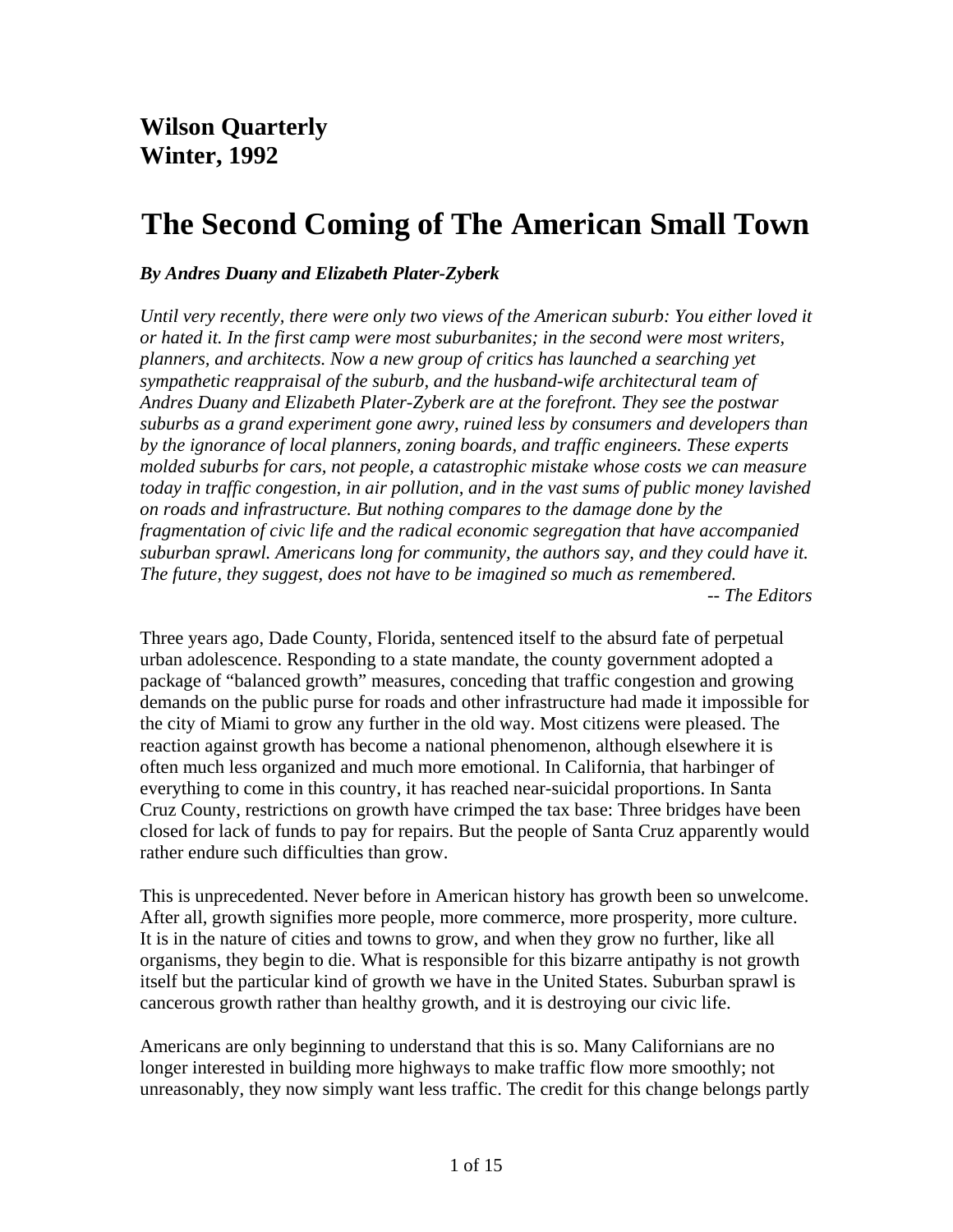**Wilson Quarterly**
**Winter, 1992**

# The Second Coming of The American Small Town

***By Andres Duany and Elizabeth Plater-Zyberk***

*Until very recently, there were only two views of the American suburb: You either loved it or hated it. In the first camp were most suburbanites; in the second were most writers, planners, and architects. Now a new group of critics has launched a searching yet sympathetic reappraisal of the suburb, and the husband-wife architectural team of Andres Duany and Elizabeth Plater-Zyberk are at the forefront. They see the postwar suburbs as a grand experiment gone awry, ruined less by consumers and developers than by the ignorance of local planners, zoning boards, and traffic engineers. These experts molded suburbs for cars, not people, a catastrophic mistake whose costs we can measure today in traffic congestion, in air pollution, and in the vast sums of public money lavished on roads and infrastructure. But nothing compares to the damage done by the fragmentation of civic life and the radical economic segregation that have accompanied suburban sprawl. Americans long for community, the authors say, and they could have it. The future, they suggest, does not have to be imagined so much as remembered.*

*-- The Editors*

Three years ago, Dade County, Florida, sentenced itself to the absurd fate of perpetual urban adolescence. Responding to a state mandate, the county government adopted a package of "balanced growth" measures, conceding that traffic congestion and growing demands on the public purse for roads and other infrastructure had made it impossible for the city of Miami to grow any further in the old way. Most citizens were pleased. The reaction against growth has become a national phenomenon, although elsewhere it is often much less organized and much more emotional. In California, that harbinger of everything to come in this country, it has reached near-suicidal proportions. In Santa Cruz County, restrictions on growth have crimped the tax base: Three bridges have been closed for lack of funds to pay for repairs. But the people of Santa Cruz apparently would rather endure such difficulties than grow.

This is unprecedented. Never before in American history has growth been so unwelcome. After all, growth signifies more people, more commerce, more prosperity, more culture. It is in the nature of cities and towns to grow, and when they grow no further, like all organisms, they begin to die. What is responsible for this bizarre antipathy is not growth itself but the particular kind of growth we have in the United States. Suburban sprawl is cancerous growth rather than healthy growth, and it is destroying our civic life.

Americans are only beginning to understand that this is so. Many Californians are no longer interested in building more highways to make traffic flow more smoothly; not unreasonably, they now simply want less traffic. The credit for this change belongs partly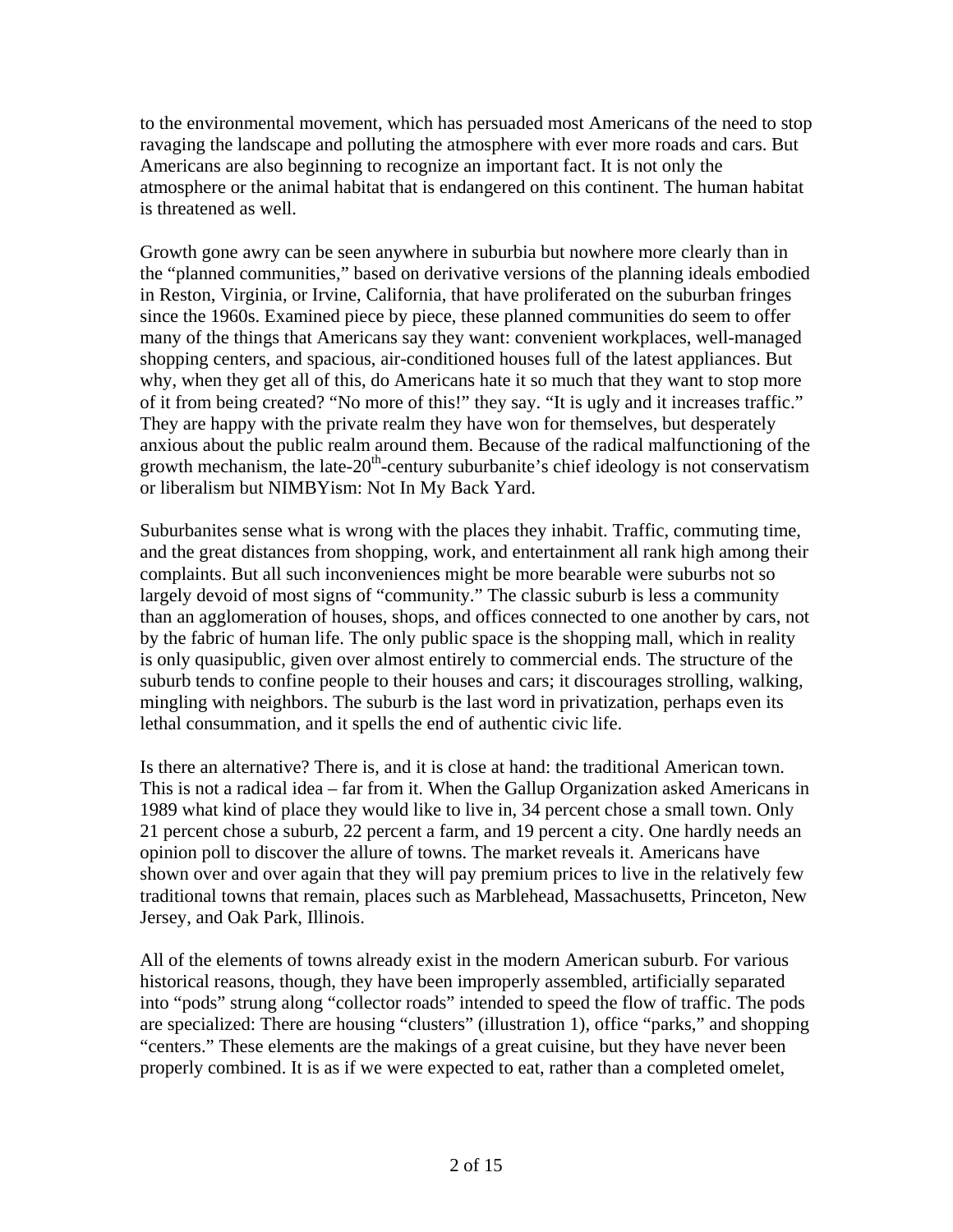to the environmental movement, which has persuaded most Americans of the need to stop ravaging the landscape and polluting the atmosphere with ever more roads and cars. But Americans are also beginning to recognize an important fact. It is not only the atmosphere or the animal habitat that is endangered on this continent. The human habitat is threatened as well.

Growth gone awry can be seen anywhere in suburbia but nowhere more clearly than in the "planned communities," based on derivative versions of the planning ideals embodied in Reston, Virginia, or Irvine, California, that have proliferated on the suburban fringes since the 1960s. Examined piece by piece, these planned communities do seem to offer many of the things that Americans say they want: convenient workplaces, well-managed shopping centers, and spacious, air-conditioned houses full of the latest appliances. But why, when they get all of this, do Americans hate it so much that they want to stop more of it from being created? "No more of this!" they say. "It is ugly and it increases traffic." They are happy with the private realm they have won for themselves, but desperately anxious about the public realm around them. Because of the radical malfunctioning of the growth mechanism, the late-20th-century suburbanite's chief ideology is not conservatism or liberalism but NIMBYism: Not In My Back Yard.

Suburbanites sense what is wrong with the places they inhabit. Traffic, commuting time, and the great distances from shopping, work, and entertainment all rank high among their complaints. But all such inconveniences might be more bearable were suburbs not so largely devoid of most signs of "community." The classic suburb is less a community than an agglomeration of houses, shops, and offices connected to one another by cars, not by the fabric of human life. The only public space is the shopping mall, which in reality is only quasipublic, given over almost entirely to commercial ends. The structure of the suburb tends to confine people to their houses and cars; it discourages strolling, walking, mingling with neighbors. The suburb is the last word in privatization, perhaps even its lethal consummation, and it spells the end of authentic civic life.

Is there an alternative? There is, and it is close at hand: the traditional American town. This is not a radical idea – far from it. When the Gallup Organization asked Americans in 1989 what kind of place they would like to live in, 34 percent chose a small town. Only 21 percent chose a suburb, 22 percent a farm, and 19 percent a city. One hardly needs an opinion poll to discover the allure of towns. The market reveals it. Americans have shown over and over again that they will pay premium prices to live in the relatively few traditional towns that remain, places such as Marblehead, Massachusetts, Princeton, New Jersey, and Oak Park, Illinois.

All of the elements of towns already exist in the modern American suburb. For various historical reasons, though, they have been improperly assembled, artificially separated into "pods" strung along "collector roads" intended to speed the flow of traffic. The pods are specialized: There are housing "clusters" (illustration 1), office "parks," and shopping "centers." These elements are the makings of a great cuisine, but they have never been properly combined. It is as if we were expected to eat, rather than a completed omelet,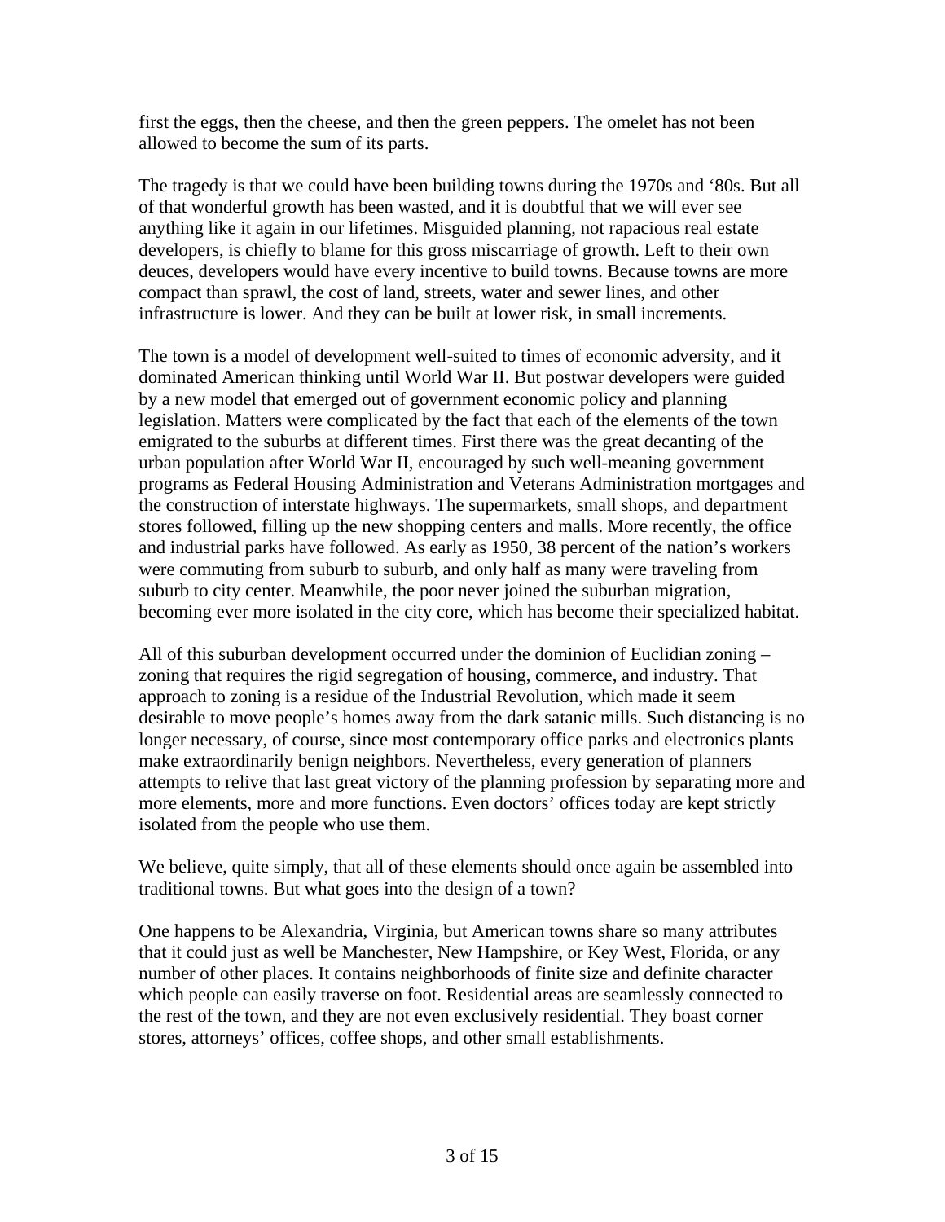first the eggs, then the cheese, and then the green peppers. The omelet has not been allowed to become the sum of its parts.

The tragedy is that we could have been building towns during the 1970s and '80s. But all of that wonderful growth has been wasted, and it is doubtful that we will ever see anything like it again in our lifetimes. Misguided planning, not rapacious real estate developers, is chiefly to blame for this gross miscarriage of growth. Left to their own deuces, developers would have every incentive to build towns. Because towns are more compact than sprawl, the cost of land, streets, water and sewer lines, and other infrastructure is lower. And they can be built at lower risk, in small increments.

The town is a model of development well-suited to times of economic adversity, and it dominated American thinking until World War II. But postwar developers were guided by a new model that emerged out of government economic policy and planning legislation. Matters were complicated by the fact that each of the elements of the town emigrated to the suburbs at different times. First there was the great decanting of the urban population after World War II, encouraged by such well-meaning government programs as Federal Housing Administration and Veterans Administration mortgages and the construction of interstate highways. The supermarkets, small shops, and department stores followed, filling up the new shopping centers and malls. More recently, the office and industrial parks have followed. As early as 1950, 38 percent of the nation's workers were commuting from suburb to suburb, and only half as many were traveling from suburb to city center. Meanwhile, the poor never joined the suburban migration, becoming ever more isolated in the city core, which has become their specialized habitat.

All of this suburban development occurred under the dominion of Euclidian zoning – zoning that requires the rigid segregation of housing, commerce, and industry. That approach to zoning is a residue of the Industrial Revolution, which made it seem desirable to move people's homes away from the dark satanic mills. Such distancing is no longer necessary, of course, since most contemporary office parks and electronics plants make extraordinarily benign neighbors. Nevertheless, every generation of planners attempts to relive that last great victory of the planning profession by separating more and more elements, more and more functions. Even doctors' offices today are kept strictly isolated from the people who use them.

We believe, quite simply, that all of these elements should once again be assembled into traditional towns. But what goes into the design of a town?

One happens to be Alexandria, Virginia, but American towns share so many attributes that it could just as well be Manchester, New Hampshire, or Key West, Florida, or any number of other places. It contains neighborhoods of finite size and definite character which people can easily traverse on foot. Residential areas are seamlessly connected to the rest of the town, and they are not even exclusively residential. They boast corner stores, attorneys' offices, coffee shops, and other small establishments.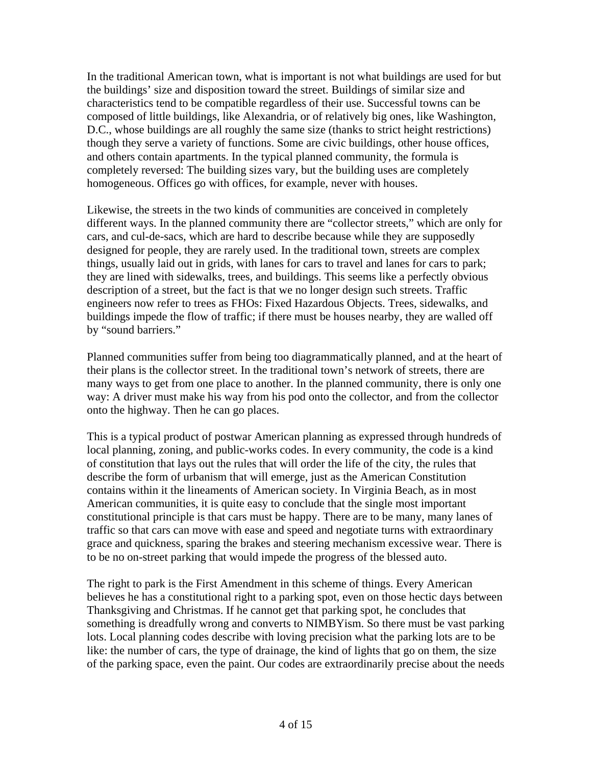In the traditional American town, what is important is not what buildings are used for but the buildings' size and disposition toward the street. Buildings of similar size and characteristics tend to be compatible regardless of their use. Successful towns can be composed of little buildings, like Alexandria, or of relatively big ones, like Washington, D.C., whose buildings are all roughly the same size (thanks to strict height restrictions) though they serve a variety of functions. Some are civic buildings, other house offices, and others contain apartments. In the typical planned community, the formula is completely reversed: The building sizes vary, but the building uses are completely homogeneous. Offices go with offices, for example, never with houses.

Likewise, the streets in the two kinds of communities are conceived in completely different ways. In the planned community there are "collector streets," which are only for cars, and cul-de-sacs, which are hard to describe because while they are supposedly designed for people, they are rarely used. In the traditional town, streets are complex things, usually laid out in grids, with lanes for cars to travel and lanes for cars to park; they are lined with sidewalks, trees, and buildings. This seems like a perfectly obvious description of a street, but the fact is that we no longer design such streets. Traffic engineers now refer to trees as FHOs: Fixed Hazardous Objects. Trees, sidewalks, and buildings impede the flow of traffic; if there must be houses nearby, they are walled off by "sound barriers."

Planned communities suffer from being too diagrammatically planned, and at the heart of their plans is the collector street. In the traditional town's network of streets, there are many ways to get from one place to another. In the planned community, there is only one way: A driver must make his way from his pod onto the collector, and from the collector onto the highway. Then he can go places.

This is a typical product of postwar American planning as expressed through hundreds of local planning, zoning, and public-works codes. In every community, the code is a kind of constitution that lays out the rules that will order the life of the city, the rules that describe the form of urbanism that will emerge, just as the American Constitution contains within it the lineaments of American society. In Virginia Beach, as in most American communities, it is quite easy to conclude that the single most important constitutional principle is that cars must be happy. There are to be many, many lanes of traffic so that cars can move with ease and speed and negotiate turns with extraordinary grace and quickness, sparing the brakes and steering mechanism excessive wear. There is to be no on-street parking that would impede the progress of the blessed auto.

The right to park is the First Amendment in this scheme of things. Every American believes he has a constitutional right to a parking spot, even on those hectic days between Thanksgiving and Christmas. If he cannot get that parking spot, he concludes that something is dreadfully wrong and converts to NIMBYism. So there must be vast parking lots. Local planning codes describe with loving precision what the parking lots are to be like: the number of cars, the type of drainage, the kind of lights that go on them, the size of the parking space, even the paint. Our codes are extraordinarily precise about the needs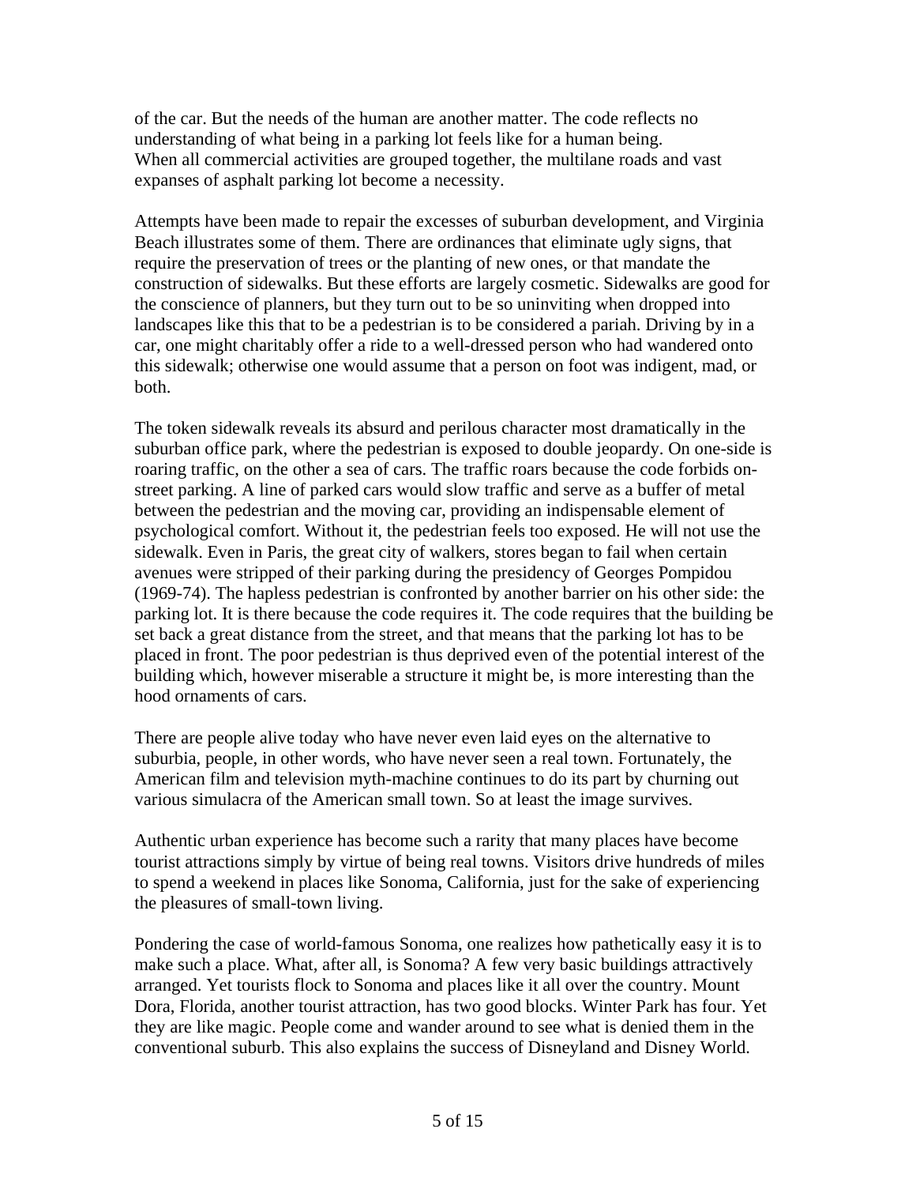of the car. But the needs of the human are another matter. The code reflects no understanding of what being in a parking lot feels like for a human being. When all commercial activities are grouped together, the multilane roads and vast expanses of asphalt parking lot become a necessity.

Attempts have been made to repair the excesses of suburban development, and Virginia Beach illustrates some of them. There are ordinances that eliminate ugly signs, that require the preservation of trees or the planting of new ones, or that mandate the construction of sidewalks. But these efforts are largely cosmetic. Sidewalks are good for the conscience of planners, but they turn out to be so uninviting when dropped into landscapes like this that to be a pedestrian is to be considered a pariah. Driving by in a car, one might charitably offer a ride to a well-dressed person who had wandered onto this sidewalk; otherwise one would assume that a person on foot was indigent, mad, or both.

The token sidewalk reveals its absurd and perilous character most dramatically in the suburban office park, where the pedestrian is exposed to double jeopardy. On one-side is roaring traffic, on the other a sea of cars. The traffic roars because the code forbids on-street parking. A line of parked cars would slow traffic and serve as a buffer of metal between the pedestrian and the moving car, providing an indispensable element of psychological comfort. Without it, the pedestrian feels too exposed. He will not use the sidewalk. Even in Paris, the great city of walkers, stores began to fail when certain avenues were stripped of their parking during the presidency of Georges Pompidou (1969-74). The hapless pedestrian is confronted by another barrier on his other side: the parking lot. It is there because the code requires it. The code requires that the building be set back a great distance from the street, and that means that the parking lot has to be placed in front. The poor pedestrian is thus deprived even of the potential interest of the building which, however miserable a structure it might be, is more interesting than the hood ornaments of cars.

There are people alive today who have never even laid eyes on the alternative to suburbia, people, in other words, who have never seen a real town. Fortunately, the American film and television myth-machine continues to do its part by churning out various simulacra of the American small town. So at least the image survives.

Authentic urban experience has become such a rarity that many places have become tourist attractions simply by virtue of being real towns. Visitors drive hundreds of miles to spend a weekend in places like Sonoma, California, just for the sake of experiencing the pleasures of small-town living.

Pondering the case of world-famous Sonoma, one realizes how pathetically easy it is to make such a place. What, after all, is Sonoma? A few very basic buildings attractively arranged. Yet tourists flock to Sonoma and places like it all over the country. Mount Dora, Florida, another tourist attraction, has two good blocks. Winter Park has four. Yet they are like magic. People come and wander around to see what is denied them in the conventional suburb. This also explains the success of Disneyland and Disney World.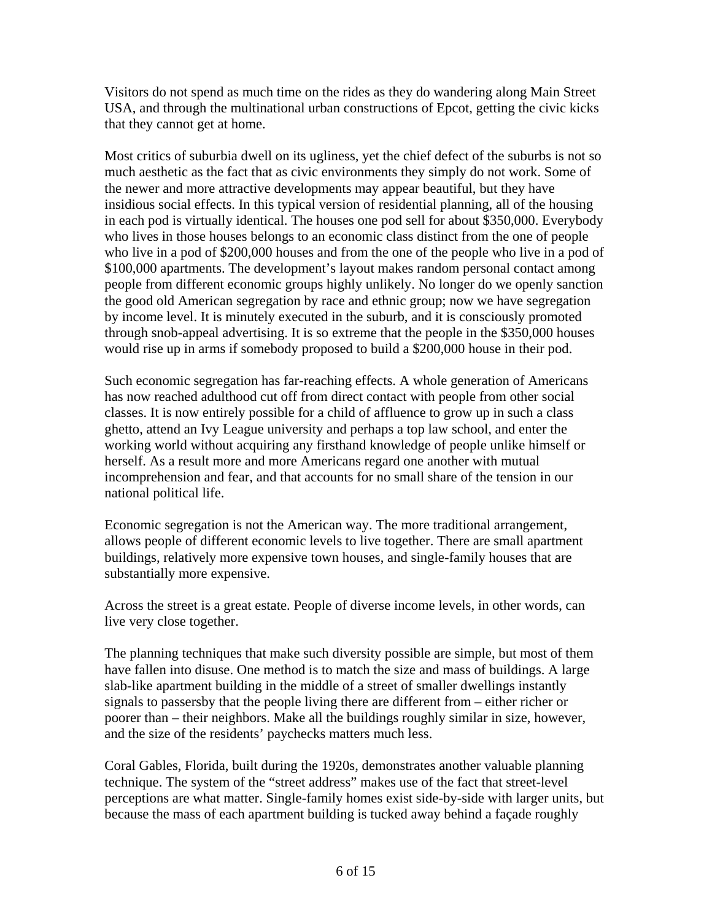Visitors do not spend as much time on the rides as they do wandering along Main Street USA, and through the multinational urban constructions of Epcot, getting the civic kicks that they cannot get at home.

Most critics of suburbia dwell on its ugliness, yet the chief defect of the suburbs is not so much aesthetic as the fact that as civic environments they simply do not work. Some of the newer and more attractive developments may appear beautiful, but they have insidious social effects. In this typical version of residential planning, all of the housing in each pod is virtually identical. The houses one pod sell for about $350,000. Everybody who lives in those houses belongs to an economic class distinct from the one of people who live in a pod of $200,000 houses and from the one of the people who live in a pod of $100,000 apartments. The development's layout makes random personal contact among people from different economic groups highly unlikely. No longer do we openly sanction the good old American segregation by race and ethnic group; now we have segregation by income level. It is minutely executed in the suburb, and it is consciously promoted through snob-appeal advertising. It is so extreme that the people in the $350,000 houses would rise up in arms if somebody proposed to build a $200,000 house in their pod.

Such economic segregation has far-reaching effects. A whole generation of Americans has now reached adulthood cut off from direct contact with people from other social classes. It is now entirely possible for a child of affluence to grow up in such a class ghetto, attend an Ivy League university and perhaps a top law school, and enter the working world without acquiring any firsthand knowledge of people unlike himself or herself. As a result more and more Americans regard one another with mutual incomprehension and fear, and that accounts for no small share of the tension in our national political life.

Economic segregation is not the American way. The more traditional arrangement, allows people of different economic levels to live together. There are small apartment buildings, relatively more expensive town houses, and single-family houses that are substantially more expensive.

Across the street is a great estate. People of diverse income levels, in other words, can live very close together.

The planning techniques that make such diversity possible are simple, but most of them have fallen into disuse. One method is to match the size and mass of buildings. A large slab-like apartment building in the middle of a street of smaller dwellings instantly signals to passersby that the people living there are different from – either richer or poorer than – their neighbors. Make all the buildings roughly similar in size, however, and the size of the residents' paychecks matters much less.

Coral Gables, Florida, built during the 1920s, demonstrates another valuable planning technique. The system of the "street address" makes use of the fact that street-level perceptions are what matter. Single-family homes exist side-by-side with larger units, but because the mass of each apartment building is tucked away behind a façade roughly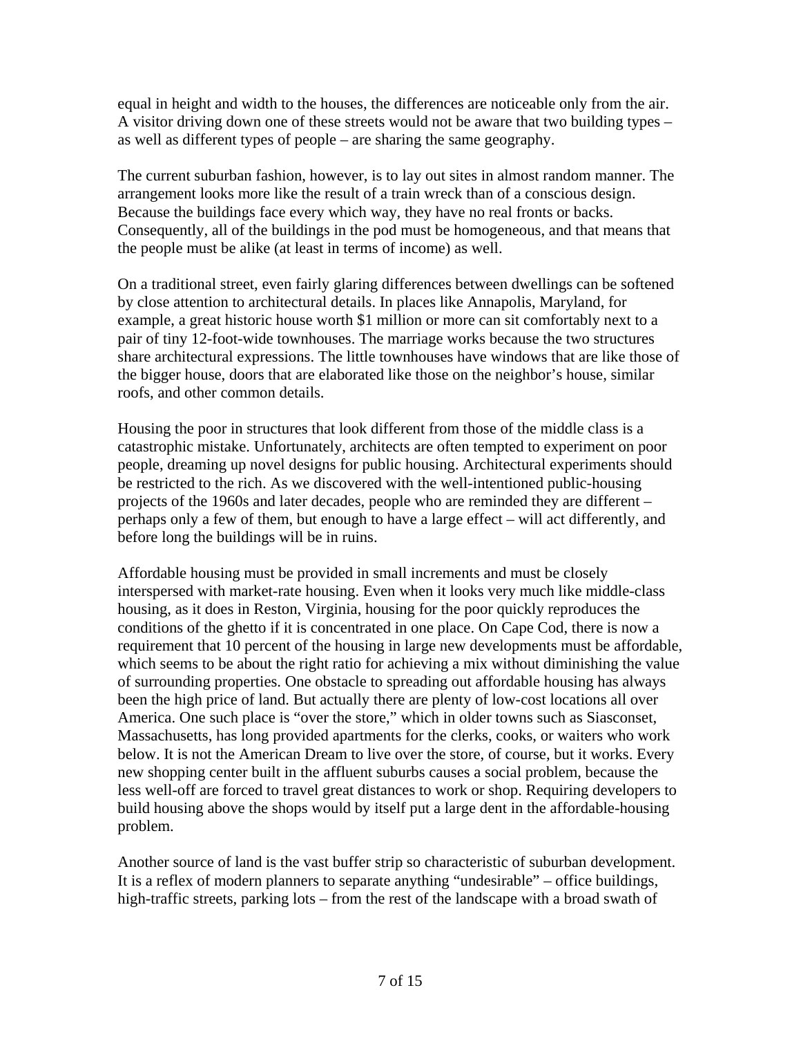equal in height and width to the houses, the differences are noticeable only from the air. A visitor driving down one of these streets would not be aware that two building types – as well as different types of people – are sharing the same geography.

The current suburban fashion, however, is to lay out sites in almost random manner. The arrangement looks more like the result of a train wreck than of a conscious design. Because the buildings face every which way, they have no real fronts or backs. Consequently, all of the buildings in the pod must be homogeneous, and that means that the people must be alike (at least in terms of income) as well.

On a traditional street, even fairly glaring differences between dwellings can be softened by close attention to architectural details. In places like Annapolis, Maryland, for example, a great historic house worth $1 million or more can sit comfortably next to a pair of tiny 12-foot-wide townhouses. The marriage works because the two structures share architectural expressions. The little townhouses have windows that are like those of the bigger house, doors that are elaborated like those on the neighbor's house, similar roofs, and other common details.

Housing the poor in structures that look different from those of the middle class is a catastrophic mistake. Unfortunately, architects are often tempted to experiment on poor people, dreaming up novel designs for public housing. Architectural experiments should be restricted to the rich. As we discovered with the well-intentioned public-housing projects of the 1960s and later decades, people who are reminded they are different – perhaps only a few of them, but enough to have a large effect – will act differently, and before long the buildings will be in ruins.

Affordable housing must be provided in small increments and must be closely interspersed with market-rate housing. Even when it looks very much like middle-class housing, as it does in Reston, Virginia, housing for the poor quickly reproduces the conditions of the ghetto if it is concentrated in one place. On Cape Cod, there is now a requirement that 10 percent of the housing in large new developments must be affordable, which seems to be about the right ratio for achieving a mix without diminishing the value of surrounding properties. One obstacle to spreading out affordable housing has always been the high price of land. But actually there are plenty of low-cost locations all over America. One such place is "over the store," which in older towns such as Siasconset, Massachusetts, has long provided apartments for the clerks, cooks, or waiters who work below. It is not the American Dream to live over the store, of course, but it works. Every new shopping center built in the affluent suburbs causes a social problem, because the less well-off are forced to travel great distances to work or shop. Requiring developers to build housing above the shops would by itself put a large dent in the affordable-housing problem.

Another source of land is the vast buffer strip so characteristic of suburban development. It is a reflex of modern planners to separate anything "undesirable" – office buildings, high-traffic streets, parking lots – from the rest of the landscape with a broad swath of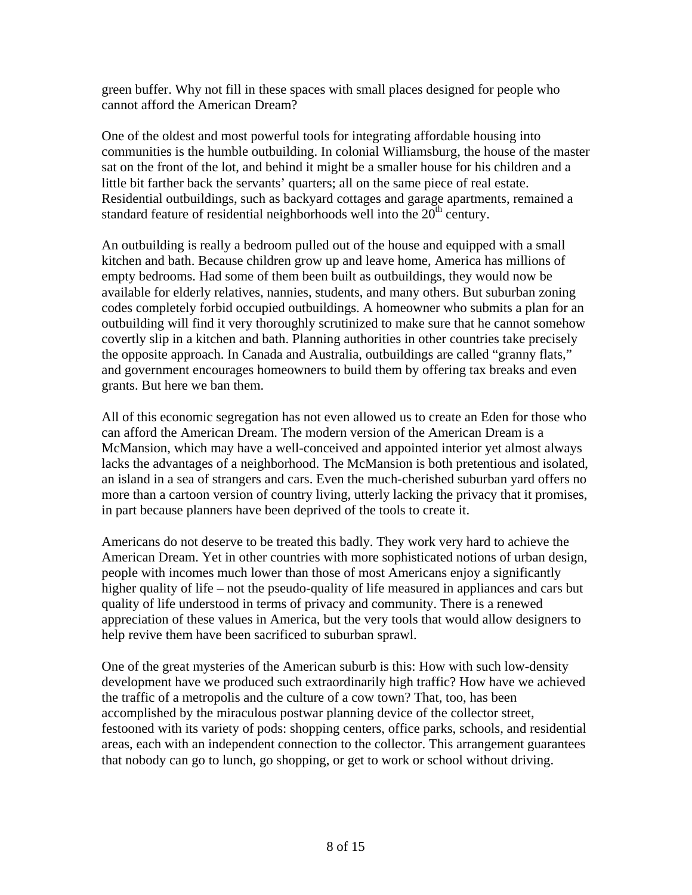green buffer. Why not fill in these spaces with small places designed for people who cannot afford the American Dream?

One of the oldest and most powerful tools for integrating affordable housing into communities is the humble outbuilding. In colonial Williamsburg, the house of the master sat on the front of the lot, and behind it might be a smaller house for his children and a little bit farther back the servants' quarters; all on the same piece of real estate. Residential outbuildings, such as backyard cottages and garage apartments, remained a standard feature of residential neighborhoods well into the 20th century.

An outbuilding is really a bedroom pulled out of the house and equipped with a small kitchen and bath. Because children grow up and leave home, America has millions of empty bedrooms. Had some of them been built as outbuildings, they would now be available for elderly relatives, nannies, students, and many others. But suburban zoning codes completely forbid occupied outbuildings. A homeowner who submits a plan for an outbuilding will find it very thoroughly scrutinized to make sure that he cannot somehow covertly slip in a kitchen and bath. Planning authorities in other countries take precisely the opposite approach. In Canada and Australia, outbuildings are called "granny flats," and government encourages homeowners to build them by offering tax breaks and even grants. But here we ban them.

All of this economic segregation has not even allowed us to create an Eden for those who can afford the American Dream. The modern version of the American Dream is a McMansion, which may have a well-conceived and appointed interior yet almost always lacks the advantages of a neighborhood. The McMansion is both pretentious and isolated, an island in a sea of strangers and cars. Even the much-cherished suburban yard offers no more than a cartoon version of country living, utterly lacking the privacy that it promises, in part because planners have been deprived of the tools to create it.

Americans do not deserve to be treated this badly. They work very hard to achieve the American Dream. Yet in other countries with more sophisticated notions of urban design, people with incomes much lower than those of most Americans enjoy a significantly higher quality of life – not the pseudo-quality of life measured in appliances and cars but quality of life understood in terms of privacy and community. There is a renewed appreciation of these values in America, but the very tools that would allow designers to help revive them have been sacrificed to suburban sprawl.

One of the great mysteries of the American suburb is this: How with such low-density development have we produced such extraordinarily high traffic? How have we achieved the traffic of a metropolis and the culture of a cow town? That, too, has been accomplished by the miraculous postwar planning device of the collector street, festooned with its variety of pods: shopping centers, office parks, schools, and residential areas, each with an independent connection to the collector. This arrangement guarantees that nobody can go to lunch, go shopping, or get to work or school without driving.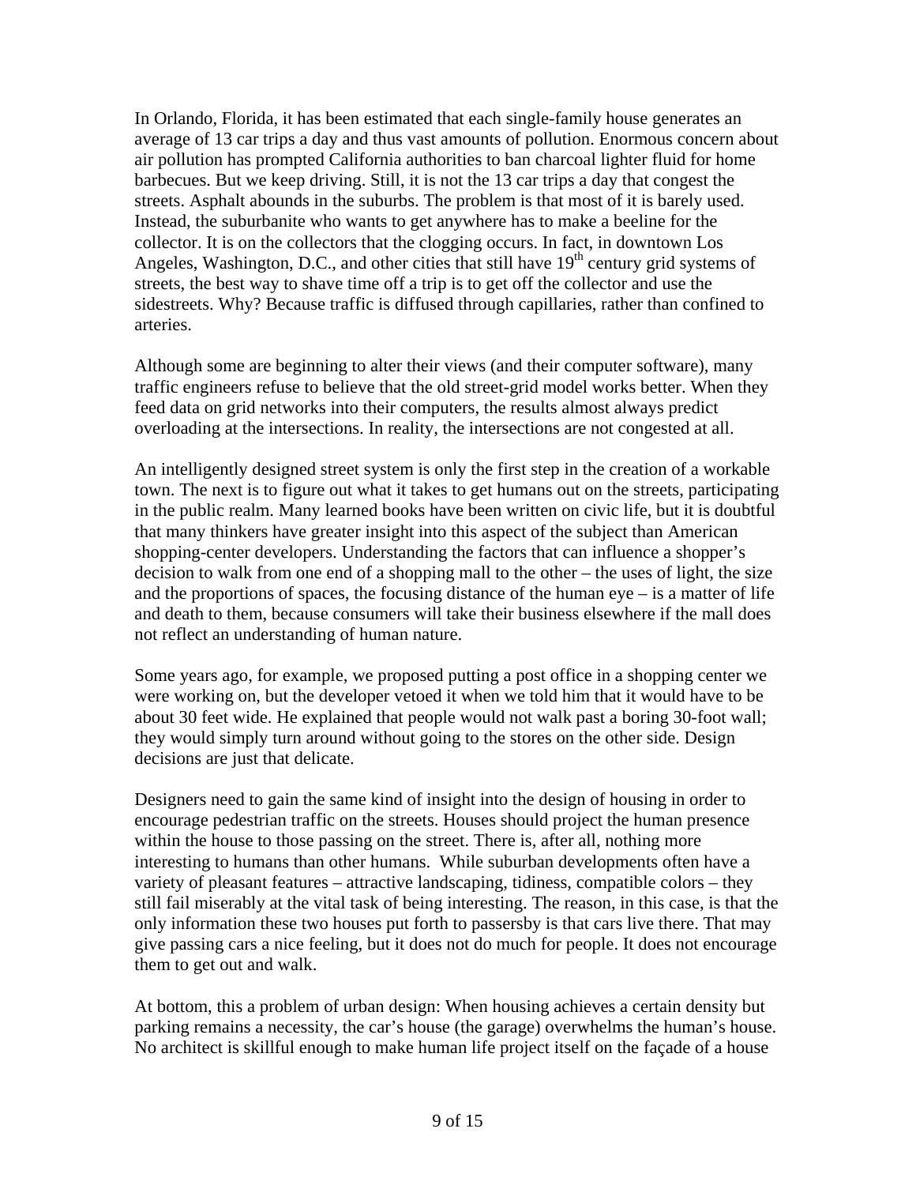In Orlando, Florida, it has been estimated that each single-family house generates an average of 13 car trips a day and thus vast amounts of pollution. Enormous concern about air pollution has prompted California authorities to ban charcoal lighter fluid for home barbecues. But we keep driving. Still, it is not the 13 car trips a day that congest the streets. Asphalt abounds in the suburbs. The problem is that most of it is barely used. Instead, the suburbanite who wants to get anywhere has to make a beeline for the collector. It is on the collectors that the clogging occurs. In fact, in downtown Los Angeles, Washington, D.C., and other cities that still have 19th century grid systems of streets, the best way to shave time off a trip is to get off the collector and use the sidestreets. Why? Because traffic is diffused through capillaries, rather than confined to arteries.

Although some are beginning to alter their views (and their computer software), many traffic engineers refuse to believe that the old street-grid model works better. When they feed data on grid networks into their computers, the results almost always predict overloading at the intersections. In reality, the intersections are not congested at all.

An intelligently designed street system is only the first step in the creation of a workable town. The next is to figure out what it takes to get humans out on the streets, participating in the public realm. Many learned books have been written on civic life, but it is doubtful that many thinkers have greater insight into this aspect of the subject than American shopping-center developers. Understanding the factors that can influence a shopper's decision to walk from one end of a shopping mall to the other – the uses of light, the size and the proportions of spaces, the focusing distance of the human eye – is a matter of life and death to them, because consumers will take their business elsewhere if the mall does not reflect an understanding of human nature.

Some years ago, for example, we proposed putting a post office in a shopping center we were working on, but the developer vetoed it when we told him that it would have to be about 30 feet wide. He explained that people would not walk past a boring 30-foot wall; they would simply turn around without going to the stores on the other side. Design decisions are just that delicate.

Designers need to gain the same kind of insight into the design of housing in order to encourage pedestrian traffic on the streets. Houses should project the human presence within the house to those passing on the street. There is, after all, nothing more interesting to humans than other humans. While suburban developments often have a variety of pleasant features – attractive landscaping, tidiness, compatible colors – they still fail miserably at the vital task of being interesting. The reason, in this case, is that the only information these two houses put forth to passersby is that cars live there. That may give passing cars a nice feeling, but it does not do much for people. It does not encourage them to get out and walk.

At bottom, this a problem of urban design: When housing achieves a certain density but parking remains a necessity, the car's house (the garage) overwhelms the human's house. No architect is skillful enough to make human life project itself on the façade of a house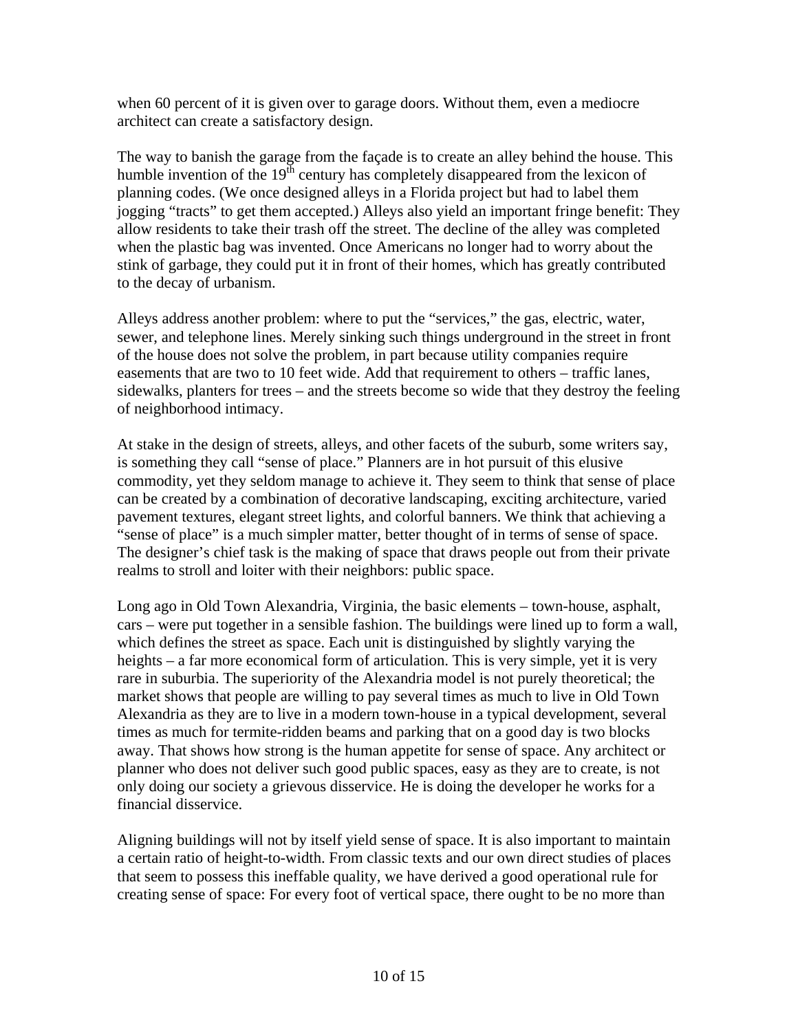when 60 percent of it is given over to garage doors. Without them, even a mediocre architect can create a satisfactory design.

The way to banish the garage from the façade is to create an alley behind the house. This humble invention of the 19th century has completely disappeared from the lexicon of planning codes. (We once designed alleys in a Florida project but had to label them jogging "tracts" to get them accepted.) Alleys also yield an important fringe benefit: They allow residents to take their trash off the street. The decline of the alley was completed when the plastic bag was invented. Once Americans no longer had to worry about the stink of garbage, they could put it in front of their homes, which has greatly contributed to the decay of urbanism.

Alleys address another problem: where to put the "services," the gas, electric, water, sewer, and telephone lines. Merely sinking such things underground in the street in front of the house does not solve the problem, in part because utility companies require easements that are two to 10 feet wide. Add that requirement to others – traffic lanes, sidewalks, planters for trees – and the streets become so wide that they destroy the feeling of neighborhood intimacy.

At stake in the design of streets, alleys, and other facets of the suburb, some writers say, is something they call "sense of place." Planners are in hot pursuit of this elusive commodity, yet they seldom manage to achieve it. They seem to think that sense of place can be created by a combination of decorative landscaping, exciting architecture, varied pavement textures, elegant street lights, and colorful banners. We think that achieving a "sense of place" is a much simpler matter, better thought of in terms of sense of space. The designer's chief task is the making of space that draws people out from their private realms to stroll and loiter with their neighbors: public space.

Long ago in Old Town Alexandria, Virginia, the basic elements – town-house, asphalt, cars – were put together in a sensible fashion. The buildings were lined up to form a wall, which defines the street as space. Each unit is distinguished by slightly varying the heights – a far more economical form of articulation. This is very simple, yet it is very rare in suburbia. The superiority of the Alexandria model is not purely theoretical; the market shows that people are willing to pay several times as much to live in Old Town Alexandria as they are to live in a modern town-house in a typical development, several times as much for termite-ridden beams and parking that on a good day is two blocks away. That shows how strong is the human appetite for sense of space. Any architect or planner who does not deliver such good public spaces, easy as they are to create, is not only doing our society a grievous disservice. He is doing the developer he works for a financial disservice.

Aligning buildings will not by itself yield sense of space. It is also important to maintain a certain ratio of height-to-width. From classic texts and our own direct studies of places that seem to possess this ineffable quality, we have derived a good operational rule for creating sense of space: For every foot of vertical space, there ought to be no more than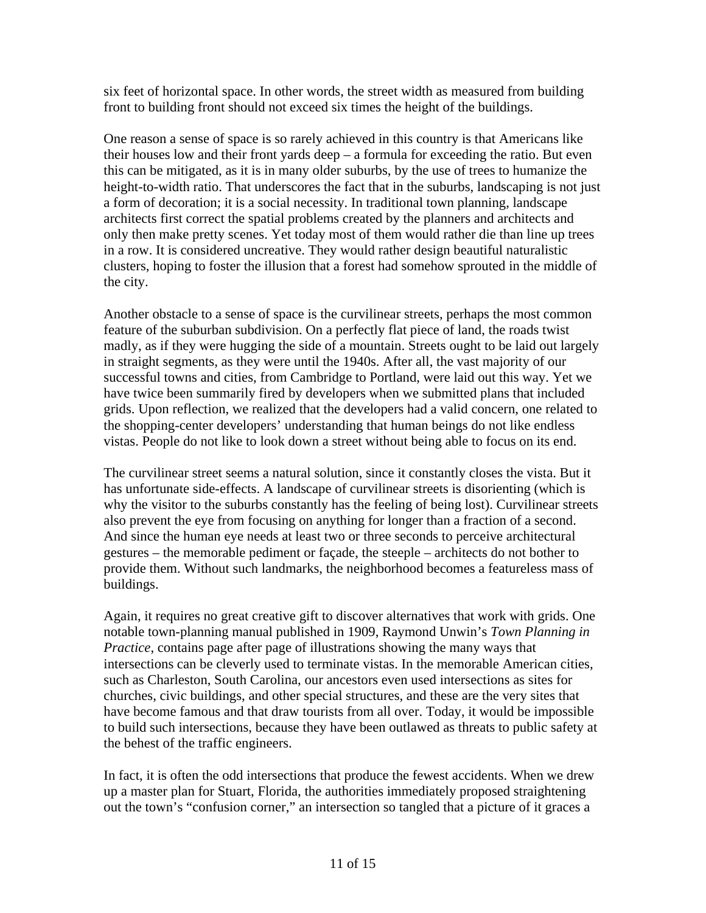six feet of horizontal space. In other words, the street width as measured from building front to building front should not exceed six times the height of the buildings.

One reason a sense of space is so rarely achieved in this country is that Americans like their houses low and their front yards deep – a formula for exceeding the ratio. But even this can be mitigated, as it is in many older suburbs, by the use of trees to humanize the height-to-width ratio. That underscores the fact that in the suburbs, landscaping is not just a form of decoration; it is a social necessity. In traditional town planning, landscape architects first correct the spatial problems created by the planners and architects and only then make pretty scenes. Yet today most of them would rather die than line up trees in a row. It is considered uncreative. They would rather design beautiful naturalistic clusters, hoping to foster the illusion that a forest had somehow sprouted in the middle of the city.

Another obstacle to a sense of space is the curvilinear streets, perhaps the most common feature of the suburban subdivision. On a perfectly flat piece of land, the roads twist madly, as if they were hugging the side of a mountain. Streets ought to be laid out largely in straight segments, as they were until the 1940s. After all, the vast majority of our successful towns and cities, from Cambridge to Portland, were laid out this way. Yet we have twice been summarily fired by developers when we submitted plans that included grids. Upon reflection, we realized that the developers had a valid concern, one related to the shopping-center developers' understanding that human beings do not like endless vistas. People do not like to look down a street without being able to focus on its end.

The curvilinear street seems a natural solution, since it constantly closes the vista. But it has unfortunate side-effects. A landscape of curvilinear streets is disorienting (which is why the visitor to the suburbs constantly has the feeling of being lost). Curvilinear streets also prevent the eye from focusing on anything for longer than a fraction of a second. And since the human eye needs at least two or three seconds to perceive architectural gestures – the memorable pediment or façade, the steeple – architects do not bother to provide them. Without such landmarks, the neighborhood becomes a featureless mass of buildings.

Again, it requires no great creative gift to discover alternatives that work with grids. One notable town-planning manual published in 1909, Raymond Unwin's *Town Planning in Practice*, contains page after page of illustrations showing the many ways that intersections can be cleverly used to terminate vistas. In the memorable American cities, such as Charleston, South Carolina, our ancestors even used intersections as sites for churches, civic buildings, and other special structures, and these are the very sites that have become famous and that draw tourists from all over. Today, it would be impossible to build such intersections, because they have been outlawed as threats to public safety at the behest of the traffic engineers.

In fact, it is often the odd intersections that produce the fewest accidents. When we drew up a master plan for Stuart, Florida, the authorities immediately proposed straightening out the town's "confusion corner," an intersection so tangled that a picture of it graces a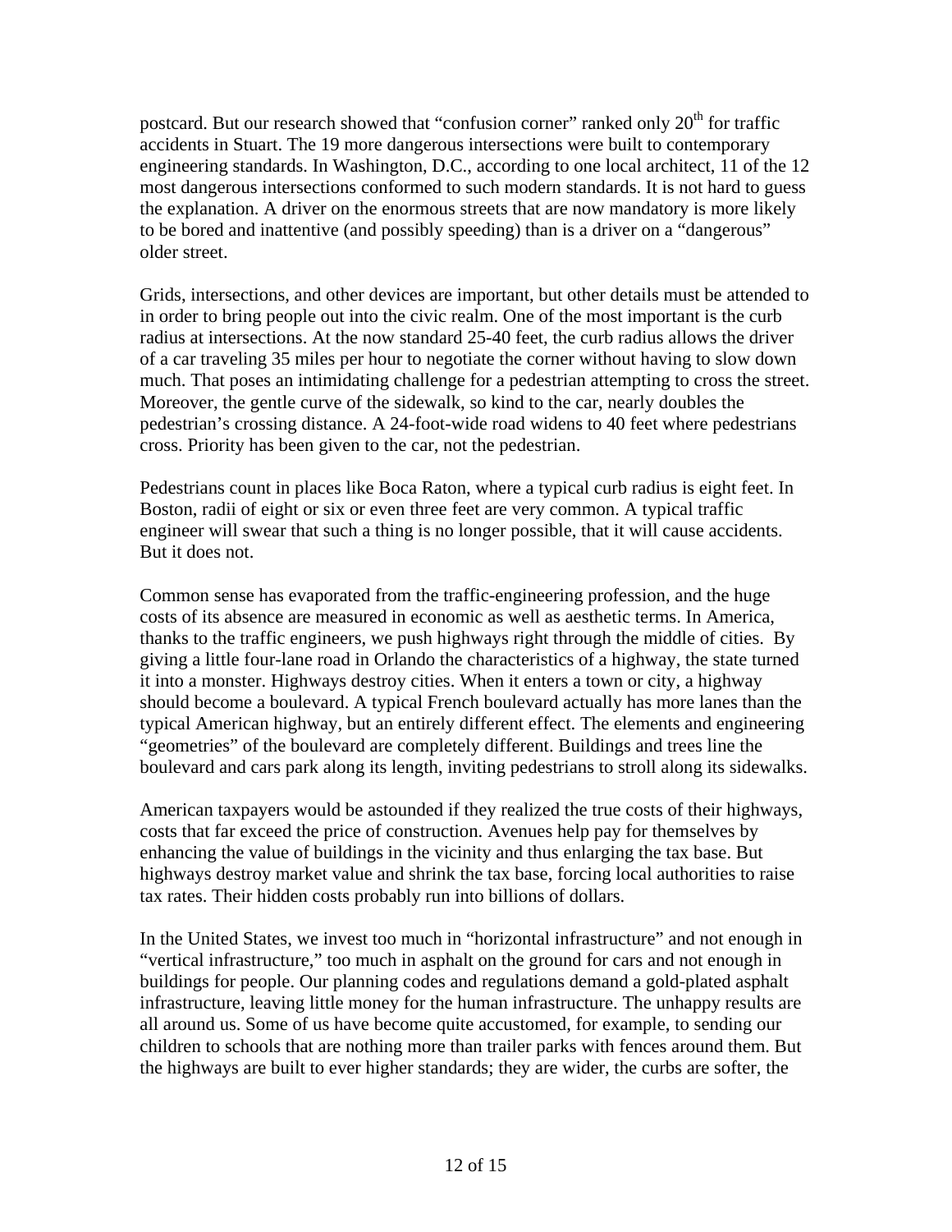postcard. But our research showed that "confusion corner" ranked only 20th for traffic accidents in Stuart. The 19 more dangerous intersections were built to contemporary engineering standards. In Washington, D.C., according to one local architect, 11 of the 12 most dangerous intersections conformed to such modern standards. It is not hard to guess the explanation. A driver on the enormous streets that are now mandatory is more likely to be bored and inattentive (and possibly speeding) than is a driver on a "dangerous" older street.

Grids, intersections, and other devices are important, but other details must be attended to in order to bring people out into the civic realm. One of the most important is the curb radius at intersections. At the now standard 25-40 feet, the curb radius allows the driver of a car traveling 35 miles per hour to negotiate the corner without having to slow down much. That poses an intimidating challenge for a pedestrian attempting to cross the street. Moreover, the gentle curve of the sidewalk, so kind to the car, nearly doubles the pedestrian's crossing distance. A 24-foot-wide road widens to 40 feet where pedestrians cross. Priority has been given to the car, not the pedestrian.

Pedestrians count in places like Boca Raton, where a typical curb radius is eight feet. In Boston, radii of eight or six or even three feet are very common. A typical traffic engineer will swear that such a thing is no longer possible, that it will cause accidents. But it does not.

Common sense has evaporated from the traffic-engineering profession, and the huge costs of its absence are measured in economic as well as aesthetic terms. In America, thanks to the traffic engineers, we push highways right through the middle of cities. By giving a little four-lane road in Orlando the characteristics of a highway, the state turned it into a monster. Highways destroy cities. When it enters a town or city, a highway should become a boulevard. A typical French boulevard actually has more lanes than the typical American highway, but an entirely different effect. The elements and engineering "geometries" of the boulevard are completely different. Buildings and trees line the boulevard and cars park along its length, inviting pedestrians to stroll along its sidewalks.

American taxpayers would be astounded if they realized the true costs of their highways, costs that far exceed the price of construction. Avenues help pay for themselves by enhancing the value of buildings in the vicinity and thus enlarging the tax base. But highways destroy market value and shrink the tax base, forcing local authorities to raise tax rates. Their hidden costs probably run into billions of dollars.

In the United States, we invest too much in "horizontal infrastructure" and not enough in "vertical infrastructure," too much in asphalt on the ground for cars and not enough in buildings for people. Our planning codes and regulations demand a gold-plated asphalt infrastructure, leaving little money for the human infrastructure. The unhappy results are all around us. Some of us have become quite accustomed, for example, to sending our children to schools that are nothing more than trailer parks with fences around them. But the highways are built to ever higher standards; they are wider, the curbs are softer, the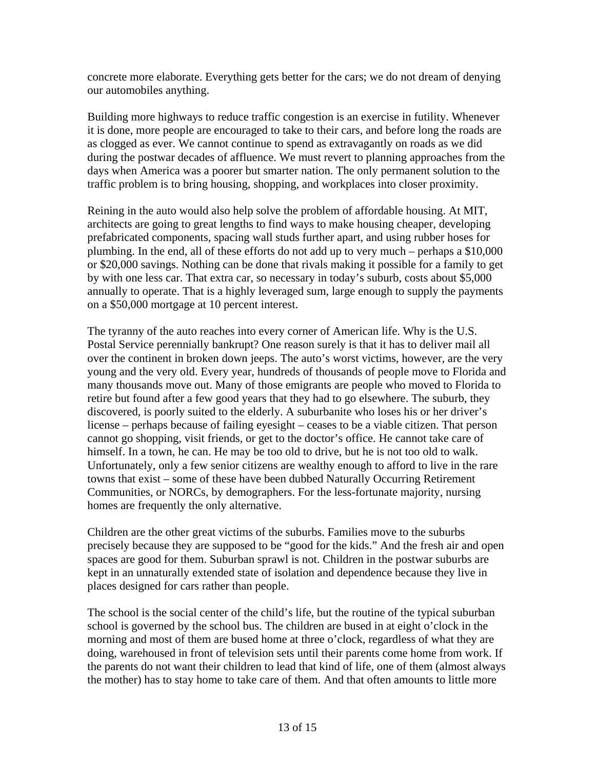concrete more elaborate. Everything gets better for the cars; we do not dream of denying our automobiles anything.

Building more highways to reduce traffic congestion is an exercise in futility. Whenever it is done, more people are encouraged to take to their cars, and before long the roads are as clogged as ever. We cannot continue to spend as extravagantly on roads as we did during the postwar decades of affluence. We must revert to planning approaches from the days when America was a poorer but smarter nation. The only permanent solution to the traffic problem is to bring housing, shopping, and workplaces into closer proximity.

Reining in the auto would also help solve the problem of affordable housing. At MIT, architects are going to great lengths to find ways to make housing cheaper, developing prefabricated components, spacing wall studs further apart, and using rubber hoses for plumbing. In the end, all of these efforts do not add up to very much – perhaps a $10,000 or $20,000 savings. Nothing can be done that rivals making it possible for a family to get by with one less car. That extra car, so necessary in today's suburb, costs about $5,000 annually to operate. That is a highly leveraged sum, large enough to supply the payments on a $50,000 mortgage at 10 percent interest.

The tyranny of the auto reaches into every corner of American life. Why is the U.S. Postal Service perennially bankrupt? One reason surely is that it has to deliver mail all over the continent in broken down jeeps. The auto's worst victims, however, are the very young and the very old. Every year, hundreds of thousands of people move to Florida and many thousands move out. Many of those emigrants are people who moved to Florida to retire but found after a few good years that they had to go elsewhere. The suburb, they discovered, is poorly suited to the elderly. A suburbanite who loses his or her driver's license – perhaps because of failing eyesight – ceases to be a viable citizen. That person cannot go shopping, visit friends, or get to the doctor's office. He cannot take care of himself. In a town, he can. He may be too old to drive, but he is not too old to walk. Unfortunately, only a few senior citizens are wealthy enough to afford to live in the rare towns that exist – some of these have been dubbed Naturally Occurring Retirement Communities, or NORCs, by demographers. For the less-fortunate majority, nursing homes are frequently the only alternative.

Children are the other great victims of the suburbs. Families move to the suburbs precisely because they are supposed to be "good for the kids." And the fresh air and open spaces are good for them. Suburban sprawl is not. Children in the postwar suburbs are kept in an unnaturally extended state of isolation and dependence because they live in places designed for cars rather than people.

The school is the social center of the child's life, but the routine of the typical suburban school is governed by the school bus. The children are bused in at eight o'clock in the morning and most of them are bused home at three o'clock, regardless of what they are doing, warehoused in front of television sets until their parents come home from work. If the parents do not want their children to lead that kind of life, one of them (almost always the mother) has to stay home to take care of them. And that often amounts to little more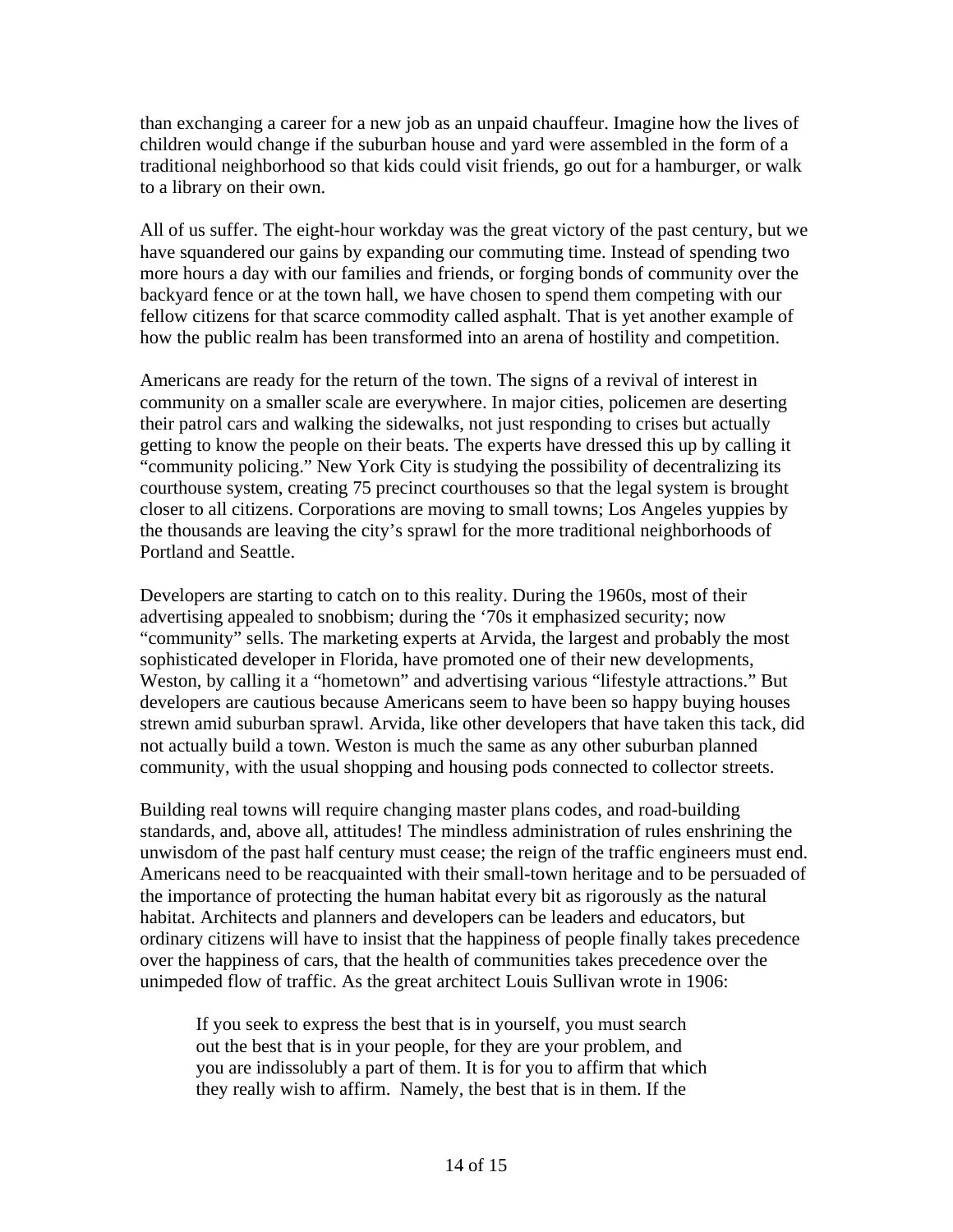than exchanging a career for a new job as an unpaid chauffeur. Imagine how the lives of children would change if the suburban house and yard were assembled in the form of a traditional neighborhood so that kids could visit friends, go out for a hamburger, or walk to a library on their own.

All of us suffer. The eight-hour workday was the great victory of the past century, but we have squandered our gains by expanding our commuting time. Instead of spending two more hours a day with our families and friends, or forging bonds of community over the backyard fence or at the town hall, we have chosen to spend them competing with our fellow citizens for that scarce commodity called asphalt. That is yet another example of how the public realm has been transformed into an arena of hostility and competition.

Americans are ready for the return of the town. The signs of a revival of interest in community on a smaller scale are everywhere. In major cities, policemen are deserting their patrol cars and walking the sidewalks, not just responding to crises but actually getting to know the people on their beats. The experts have dressed this up by calling it "community policing." New York City is studying the possibility of decentralizing its courthouse system, creating 75 precinct courthouses so that the legal system is brought closer to all citizens. Corporations are moving to small towns; Los Angeles yuppies by the thousands are leaving the city's sprawl for the more traditional neighborhoods of Portland and Seattle.

Developers are starting to catch on to this reality. During the 1960s, most of their advertising appealed to snobbism; during the '70s it emphasized security; now "community" sells. The marketing experts at Arvida, the largest and probably the most sophisticated developer in Florida, have promoted one of their new developments, Weston, by calling it a "hometown" and advertising various "lifestyle attractions." But developers are cautious because Americans seem to have been so happy buying houses strewn amid suburban sprawl. Arvida, like other developers that have taken this tack, did not actually build a town. Weston is much the same as any other suburban planned community, with the usual shopping and housing pods connected to collector streets.

Building real towns will require changing master plans codes, and road-building standards, and, above all, attitudes! The mindless administration of rules enshrining the unwisdom of the past half century must cease; the reign of the traffic engineers must end. Americans need to be reacquainted with their small-town heritage and to be persuaded of the importance of protecting the human habitat every bit as rigorously as the natural habitat. Architects and planners and developers can be leaders and educators, but ordinary citizens will have to insist that the happiness of people finally takes precedence over the happiness of cars, that the health of communities takes precedence over the unimpeded flow of traffic. As the great architect Louis Sullivan wrote in 1906:

> If you seek to express the best that is in yourself, you must search out the best that is in your people, for they are your problem, and you are indissolubly a part of them. It is for you to affirm that which they really wish to affirm. Namely, the best that is in them. If the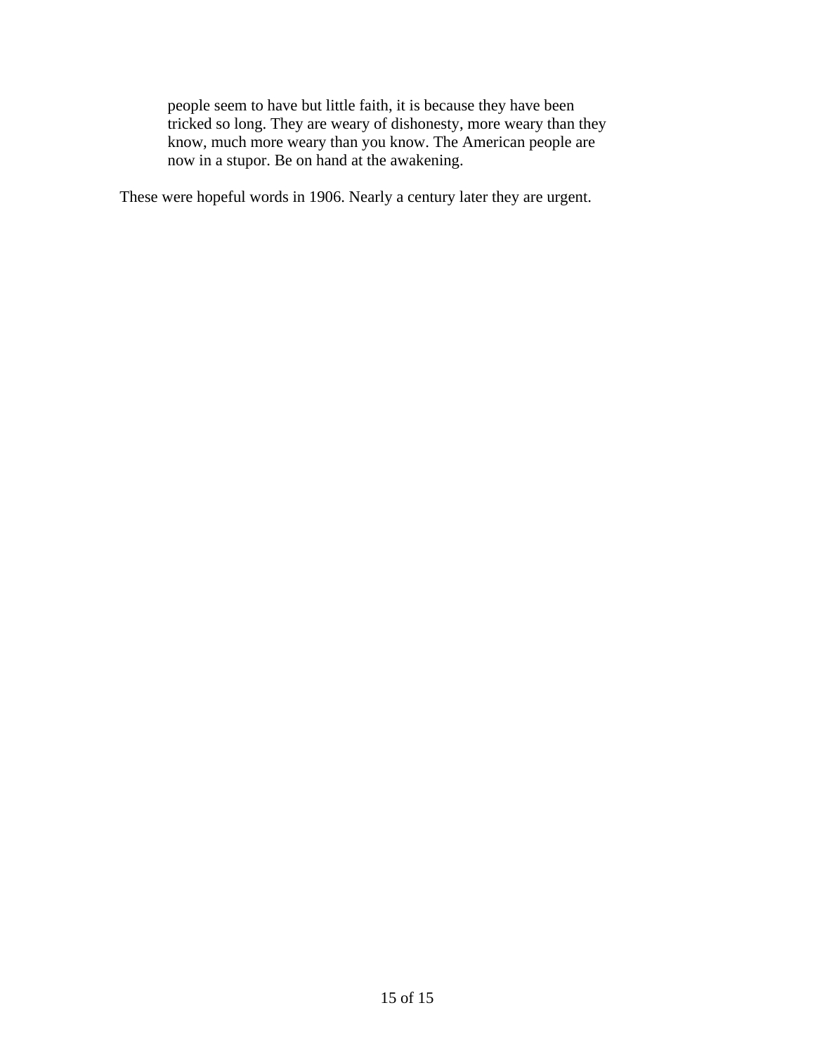> people seem to have but little faith, it is because they have been tricked so long. They are weary of dishonesty, more weary than they know, much more weary than you know. The American people are now in a stupor. Be on hand at the awakening.

These were hopeful words in 1906. Nearly a century later they are urgent.